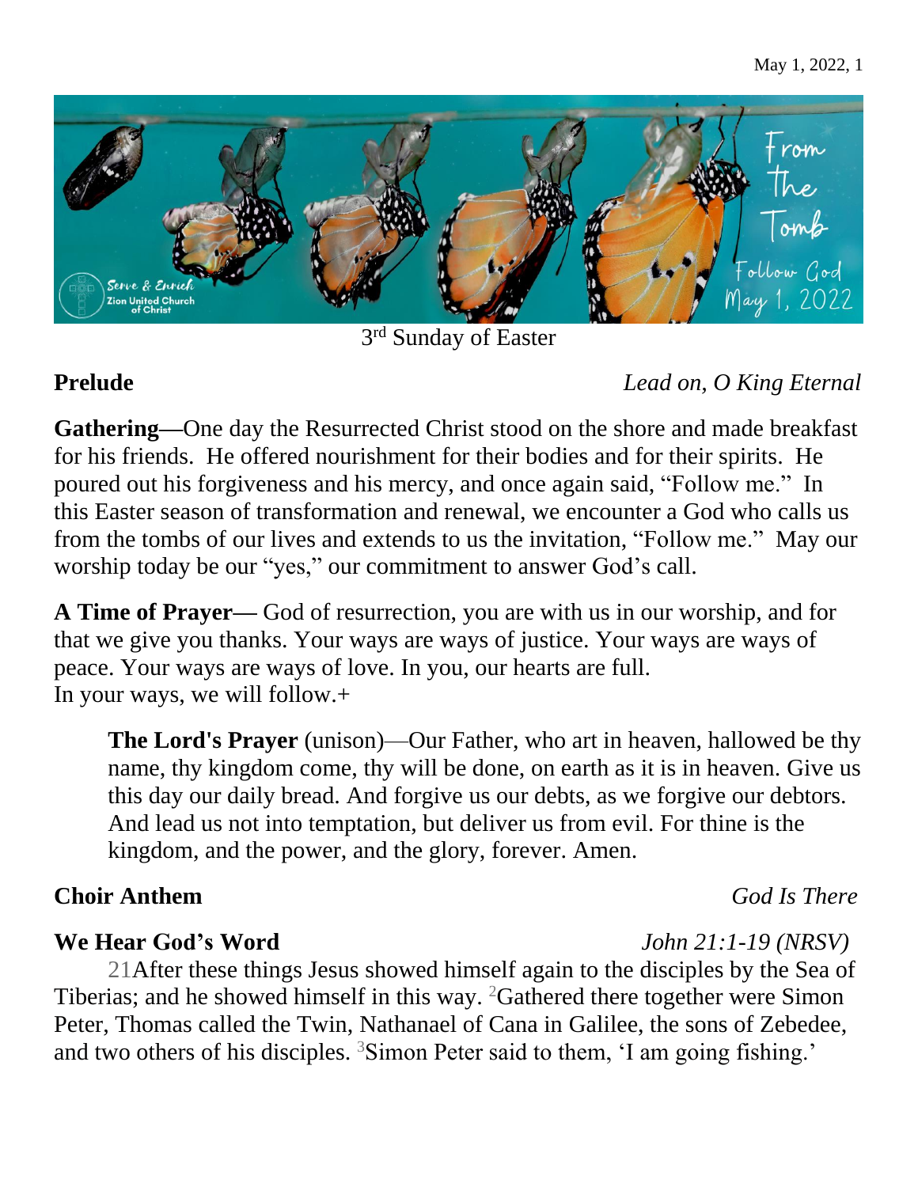3rd Sunday of Easter

**Prelude** *Lead on, O King Eternal*

**Gathering—**One day the Resurrected Christ stood on the shore and made breakfast for his friends. He offered nourishment for their bodies and for their spirits. He poured out his forgiveness and his mercy, and once again said, "Follow me." In this Easter season of transformation and renewal, we encounter a God who calls us from the tombs of our lives and extends to us the invitation, "Follow me." May our worship today be our "yes," our commitment to answer God's call.

**A Time of Prayer—** God of resurrection, you are with us in our worship, and for that we give you thanks. Your ways are ways of justice. Your ways are ways of peace. Your ways are ways of love. In you, our hearts are full.
In your ways, we will follow.+

> **The Lord's Prayer** (unison)—Our Father, who art in heaven, hallowed be thy name, thy kingdom come, thy will be done, on earth as it is in heaven. Give us this day our daily bread. And forgive us our debts, as we forgive our debtors. And lead us not into temptation, but deliver us from evil. For thine is the kingdom, and the power, and the glory, forever. Amen.

**Choir Anthem** *God Is There*

**We Hear God's Word** *John 21:1-19 (NRSV)*

21After these things Jesus showed himself again to the disciples by the Sea of Tiberias; and he showed himself in this way. 2Gathered there together were Simon Peter, Thomas called the Twin, Nathanael of Cana in Galilee, the sons of Zebedee, and two others of his disciples. 3Simon Peter said to them, 'I am going fishing.'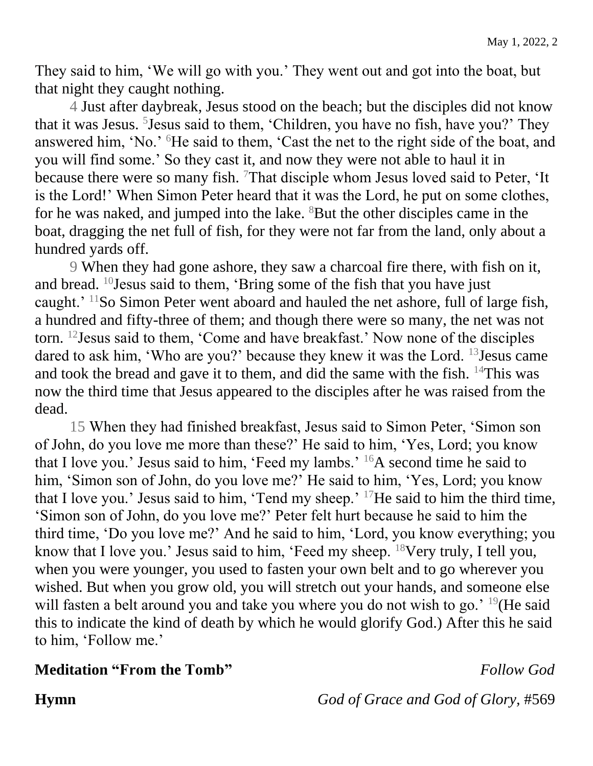They said to him, 'We will go with you.' They went out and got into the boat, but that night they caught nothing.

4 Just after daybreak, Jesus stood on the beach; but the disciples did not know that it was Jesus. [5]Jesus said to them, 'Children, you have no fish, have you?' They answered him, 'No.' [6]He said to them, 'Cast the net to the right side of the boat, and you will find some.' So they cast it, and now they were not able to haul it in because there were so many fish. [7]That disciple whom Jesus loved said to Peter, 'It is the Lord!' When Simon Peter heard that it was the Lord, he put on some clothes, for he was naked, and jumped into the lake. [8]But the other disciples came in the boat, dragging the net full of fish, for they were not far from the land, only about a hundred yards off.

9 When they had gone ashore, they saw a charcoal fire there, with fish on it, and bread. [10]Jesus said to them, 'Bring some of the fish that you have just caught.' [11]So Simon Peter went aboard and hauled the net ashore, full of large fish, a hundred and fifty-three of them; and though there were so many, the net was not torn. [12]Jesus said to them, 'Come and have breakfast.' Now none of the disciples dared to ask him, 'Who are you?' because they knew it was the Lord. [13]Jesus came and took the bread and gave it to them, and did the same with the fish. [14]This was now the third time that Jesus appeared to the disciples after he was raised from the dead.

15 When they had finished breakfast, Jesus said to Simon Peter, 'Simon son of John, do you love me more than these?' He said to him, 'Yes, Lord; you know that I love you.' Jesus said to him, 'Feed my lambs.' [16]A second time he said to him, 'Simon son of John, do you love me?' He said to him, 'Yes, Lord; you know that I love you.' Jesus said to him, 'Tend my sheep.' [17]He said to him the third time, 'Simon son of John, do you love me?' Peter felt hurt because he said to him the third time, 'Do you love me?' And he said to him, 'Lord, you know everything; you know that I love you.' Jesus said to him, 'Feed my sheep. [18]Very truly, I tell you, when you were younger, you used to fasten your own belt and to go wherever you wished. But when you grow old, you will stretch out your hands, and someone else will fasten a belt around you and take you where you do not wish to go.' [19](He said this to indicate the kind of death by which he would glorify God.) After this he said to him, 'Follow me.'

**Meditation "From the Tomb"** *Follow God*

**Hymn** *God of Grace and God of Glory,* #569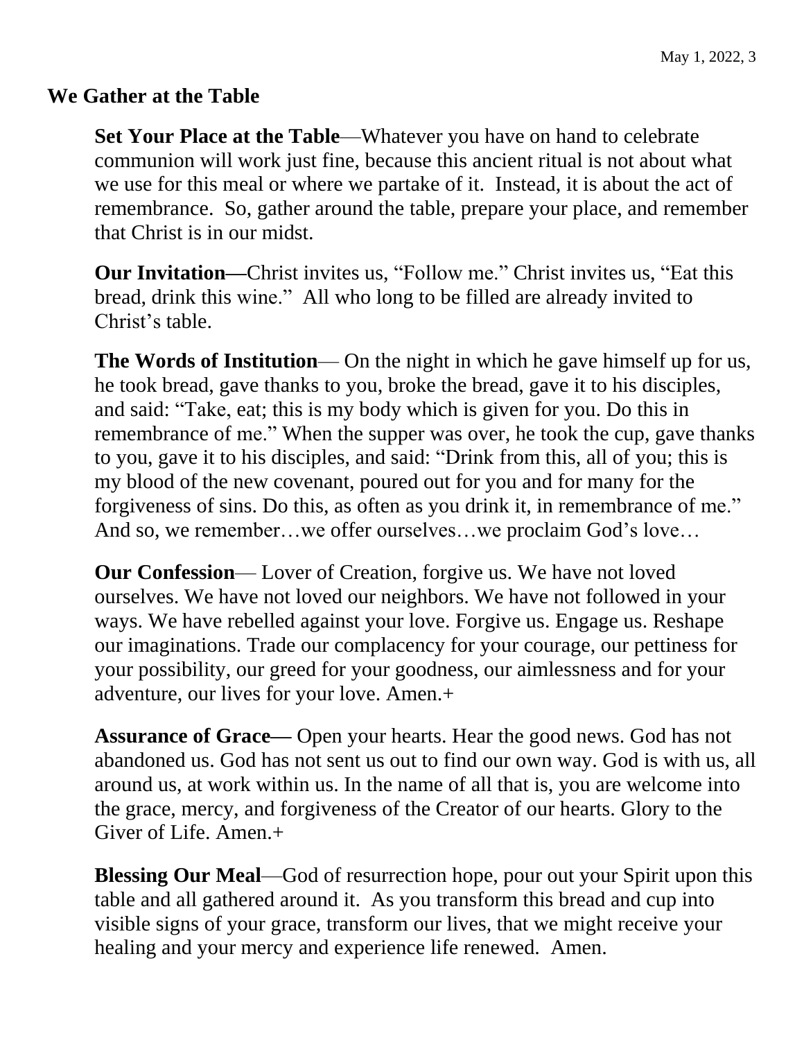## We Gather at the Table

**Set Your Place at the Table**—Whatever you have on hand to celebrate communion will work just fine, because this ancient ritual is not about what we use for this meal or where we partake of it. Instead, it is about the act of remembrance. So, gather around the table, prepare your place, and remember that Christ is in our midst.

**Our Invitation—**Christ invites us, "Follow me." Christ invites us, "Eat this bread, drink this wine." All who long to be filled are already invited to Christ's table.

**The Words of Institution**— On the night in which he gave himself up for us, he took bread, gave thanks to you, broke the bread, gave it to his disciples, and said: "Take, eat; this is my body which is given for you. Do this in remembrance of me." When the supper was over, he took the cup, gave thanks to you, gave it to his disciples, and said: "Drink from this, all of you; this is my blood of the new covenant, poured out for you and for many for the forgiveness of sins. Do this, as often as you drink it, in remembrance of me." And so, we remember…we offer ourselves…we proclaim God's love…

**Our Confession**— Lover of Creation, forgive us. We have not loved ourselves. We have not loved our neighbors. We have not followed in your ways. We have rebelled against your love. Forgive us. Engage us. Reshape our imaginations. Trade our complacency for your courage, our pettiness for your possibility, our greed for your goodness, our aimlessness and for your adventure, our lives for your love. Amen.+

**Assurance of Grace—** Open your hearts. Hear the good news. God has not abandoned us. God has not sent us out to find our own way. God is with us, all around us, at work within us. In the name of all that is, you are welcome into the grace, mercy, and forgiveness of the Creator of our hearts. Glory to the Giver of Life. Amen.+

**Blessing Our Meal**—God of resurrection hope, pour out your Spirit upon this table and all gathered around it. As you transform this bread and cup into visible signs of your grace, transform our lives, that we might receive your healing and your mercy and experience life renewed. Amen.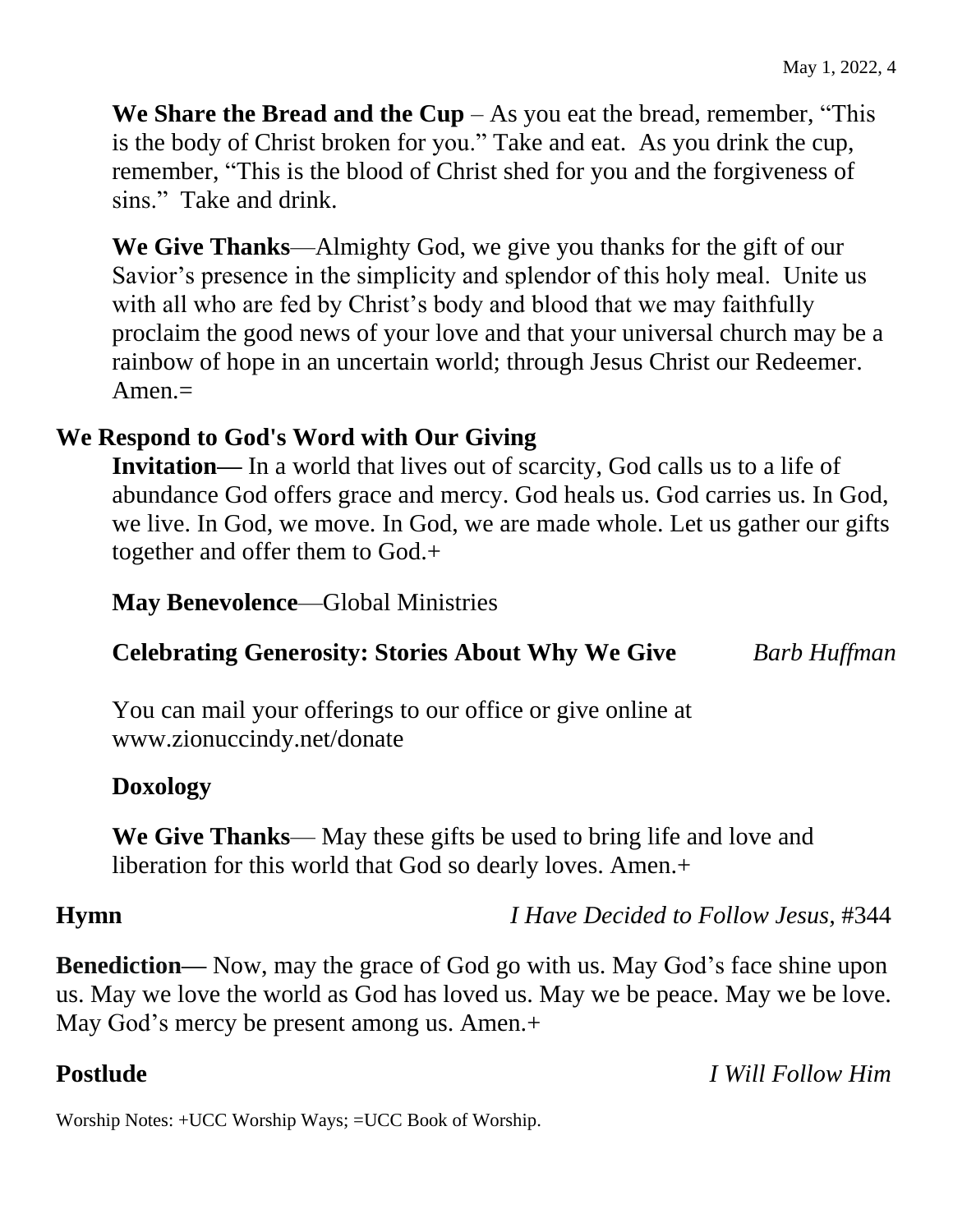**We Share the Bread and the Cup** – As you eat the bread, remember, "This is the body of Christ broken for you." Take and eat. As you drink the cup, remember, "This is the blood of Christ shed for you and the forgiveness of sins." Take and drink.

**We Give Thanks**—Almighty God, we give you thanks for the gift of our Savior's presence in the simplicity and splendor of this holy meal. Unite us with all who are fed by Christ's body and blood that we may faithfully proclaim the good news of your love and that your universal church may be a rainbow of hope in an uncertain world; through Jesus Christ our Redeemer. Amen.=

**We Respond to God's Word with Our Giving**

**Invitation—** In a world that lives out of scarcity, God calls us to a life of abundance God offers grace and mercy. God heals us. God carries us. In God, we live. In God, we move. In God, we are made whole. Let us gather our gifts together and offer them to God.+

**May Benevolence**—Global Ministries

**Celebrating Generosity: Stories About Why We Give** *Barb Huffman*

You can mail your offerings to our office or give online at www.zionuccindy.net/donate

**Doxology**

**We Give Thanks**— May these gifts be used to bring life and love and liberation for this world that God so dearly loves. Amen.+

**Hymn** *I Have Decided to Follow Jesus*, #344

**Benediction—** Now, may the grace of God go with us. May God's face shine upon us. May we love the world as God has loved us. May we be peace. May we be love. May God's mercy be present among us. Amen.+

**Postlude** *I Will Follow Him*

Worship Notes: +UCC Worship Ways; =UCC Book of Worship.